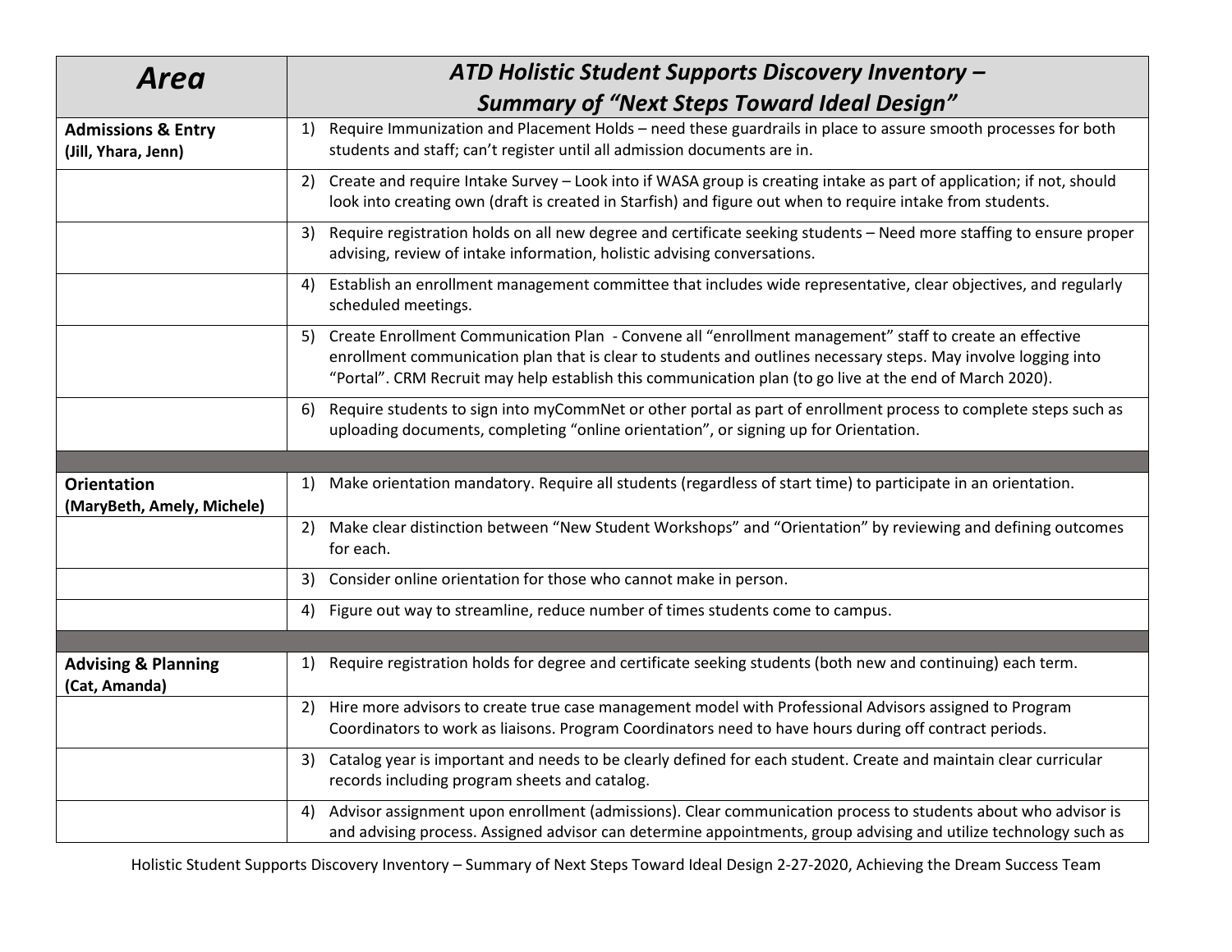| Area | ATD Holistic Student Supports Discovery Inventory – Summary of "Next Steps Toward Ideal Design" |
|---|---|
| **Admissions & Entry (Jill, Yhara, Jenn)** | 1) Require Immunization and Placement Holds – need these guardrails in place to assure smooth processes for both students and staff; can't register until all admission documents are in. |
| | 2) Create and require Intake Survey – Look into if WASA group is creating intake as part of application; if not, should look into creating own (draft is created in Starfish) and figure out when to require intake from students. |
| | 3) Require registration holds on all new degree and certificate seeking students – Need more staffing to ensure proper advising, review of intake information, holistic advising conversations. |
| | 4) Establish an enrollment management committee that includes wide representative, clear objectives, and regularly scheduled meetings. |
| | 5) Create Enrollment Communication Plan - Convene all "enrollment management" staff to create an effective enrollment communication plan that is clear to students and outlines necessary steps. May involve logging into "Portal". CRM Recruit may help establish this communication plan (to go live at the end of March 2020). |
| | 6) Require students to sign into myCommNet or other portal as part of enrollment process to complete steps such as uploading documents, completing "online orientation", or signing up for Orientation. |
| | |
| **Orientation (MaryBeth, Amely, Michele)** | 1) Make orientation mandatory. Require all students (regardless of start time) to participate in an orientation. |
| | 2) Make clear distinction between "New Student Workshops" and "Orientation" by reviewing and defining outcomes for each. |
| | 3) Consider online orientation for those who cannot make in person. |
| | 4) Figure out way to streamline, reduce number of times students come to campus. |
| | |
| **Advising & Planning (Cat, Amanda)** | 1) Require registration holds for degree and certificate seeking students (both new and continuing) each term. |
| | 2) Hire more advisors to create true case management model with Professional Advisors assigned to Program Coordinators to work as liaisons. Program Coordinators need to have hours during off contract periods. |
| | 3) Catalog year is important and needs to be clearly defined for each student. Create and maintain clear curricular records including program sheets and catalog. |
| | 4) Advisor assignment upon enrollment (admissions). Clear communication process to students about who advisor is and advising process. Assigned advisor can determine appointments, group advising and utilize technology such as |

Holistic Student Supports Discovery Inventory – Summary of Next Steps Toward Ideal Design 2-27-2020, Achieving the Dream Success Team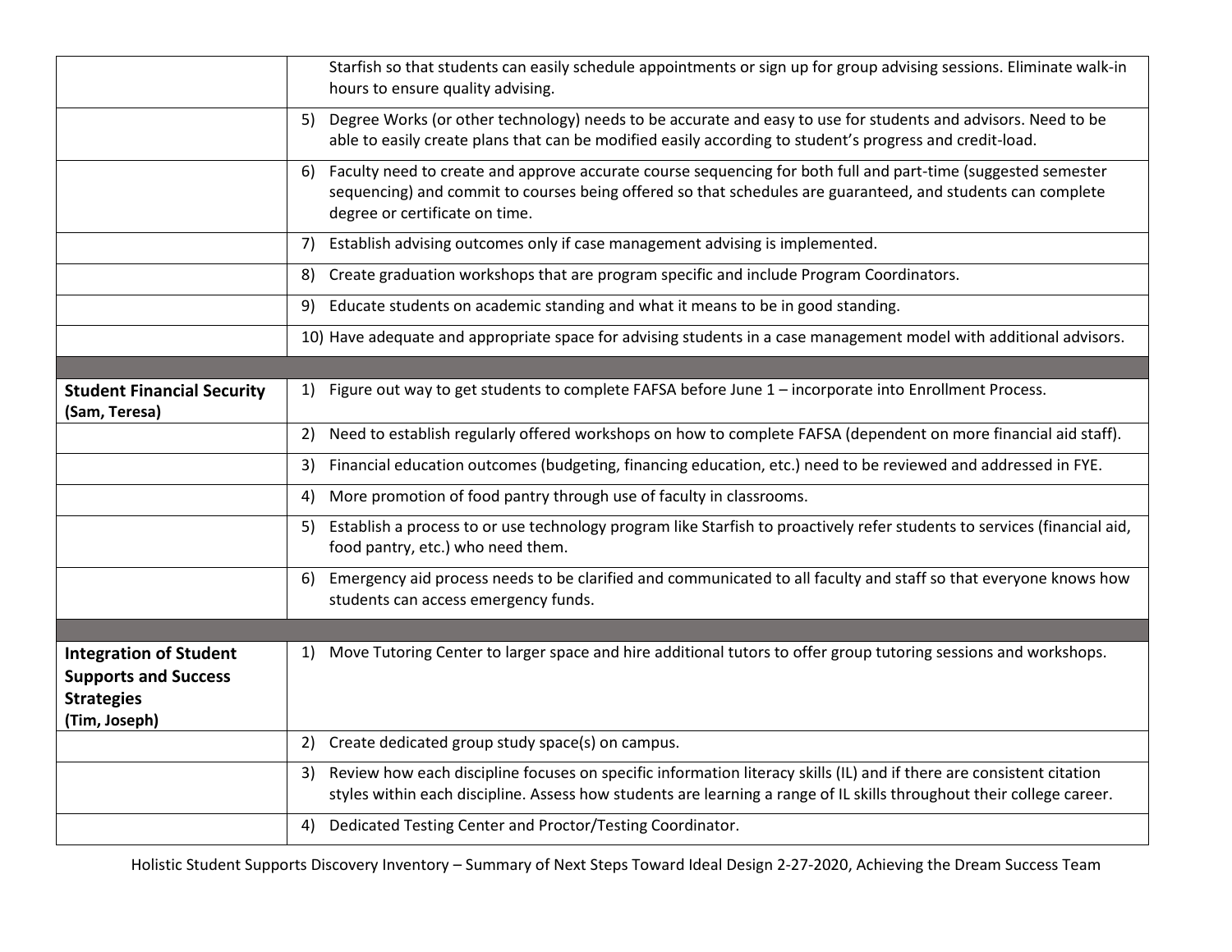| | |
|---|---|
| | Starfish so that students can easily schedule appointments or sign up for group advising sessions. Eliminate walk-in hours to ensure quality advising. |
| | 5) Degree Works (or other technology) needs to be accurate and easy to use for students and advisors. Need to be able to easily create plans that can be modified easily according to student's progress and credit-load. |
| | 6) Faculty need to create and approve accurate course sequencing for both full and part-time (suggested semester sequencing) and commit to courses being offered so that schedules are guaranteed, and students can complete degree or certificate on time. |
| | 7) Establish advising outcomes only if case management advising is implemented. |
| | 8) Create graduation workshops that are program specific and include Program Coordinators. |
| | 9) Educate students on academic standing and what it means to be in good standing. |
| | 10) Have adequate and appropriate space for advising students in a case management model with additional advisors. |
| | |
| **Student Financial Security** **(Sam, Teresa)** | 1) Figure out way to get students to complete FAFSA before June 1 – incorporate into Enrollment Process. |
| | 2) Need to establish regularly offered workshops on how to complete FAFSA (dependent on more financial aid staff). |
| | 3) Financial education outcomes (budgeting, financing education, etc.) need to be reviewed and addressed in FYE. |
| | 4) More promotion of food pantry through use of faculty in classrooms. |
| | 5) Establish a process to or use technology program like Starfish to proactively refer students to services (financial aid, food pantry, etc.) who need them. |
| | 6) Emergency aid process needs to be clarified and communicated to all faculty and staff so that everyone knows how students can access emergency funds. |
| | |
| **Integration of Student Supports and Success Strategies** **(Tim, Joseph)** | 1) Move Tutoring Center to larger space and hire additional tutors to offer group tutoring sessions and workshops. |
| | 2) Create dedicated group study space(s) on campus. |
| | 3) Review how each discipline focuses on specific information literacy skills (IL) and if there are consistent citation styles within each discipline. Assess how students are learning a range of IL skills throughout their college career. |
| | 4) Dedicated Testing Center and Proctor/Testing Coordinator. |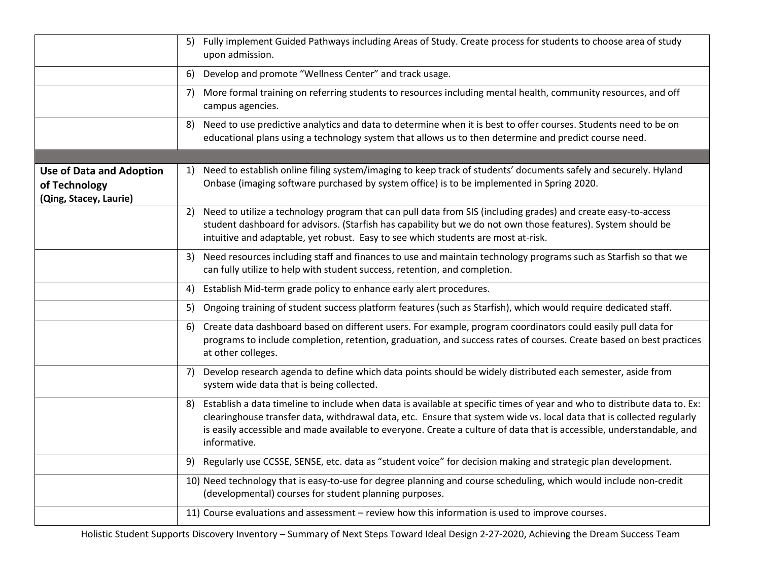| | |
|---|---|
| | 5) Fully implement Guided Pathways including Areas of Study. Create process for students to choose area of study upon admission. |
| | 6) Develop and promote "Wellness Center" and track usage. |
| | 7) More formal training on referring students to resources including mental health, community resources, and off campus agencies. |
| | 8) Need to use predictive analytics and data to determine when it is best to offer courses. Students need to be on educational plans using a technology system that allows us to then determine and predict course need. |
| | |
| **Use of Data and Adoption of Technology** **(Qing, Stacey, Laurie)** | 1) Need to establish online filing system/imaging to keep track of students' documents safely and securely. Hyland Onbase (imaging software purchased by system office) is to be implemented in Spring 2020. |
| | 2) Need to utilize a technology program that can pull data from SIS (including grades) and create easy-to-access student dashboard for advisors. (Starfish has capability but we do not own those features). System should be intuitive and adaptable, yet robust. Easy to see which students are most at-risk. |
| | 3) Need resources including staff and finances to use and maintain technology programs such as Starfish so that we can fully utilize to help with student success, retention, and completion. |
| | 4) Establish Mid-term grade policy to enhance early alert procedures. |
| | 5) Ongoing training of student success platform features (such as Starfish), which would require dedicated staff. |
| | 6) Create data dashboard based on different users. For example, program coordinators could easily pull data for programs to include completion, retention, graduation, and success rates of courses. Create based on best practices at other colleges. |
| | 7) Develop research agenda to define which data points should be widely distributed each semester, aside from system wide data that is being collected. |
| | 8) Establish a data timeline to include when data is available at specific times of year and who to distribute data to. Ex: clearinghouse transfer data, withdrawal data, etc. Ensure that system wide vs. local data that is collected regularly is easily accessible and made available to everyone. Create a culture of data that is accessible, understandable, and informative. |
| | 9) Regularly use CCSSE, SENSE, etc. data as "student voice" for decision making and strategic plan development. |
| | 10) Need technology that is easy-to-use for degree planning and course scheduling, which would include non-credit (developmental) courses for student planning purposes. |
| | 11) Course evaluations and assessment – review how this information is used to improve courses. |